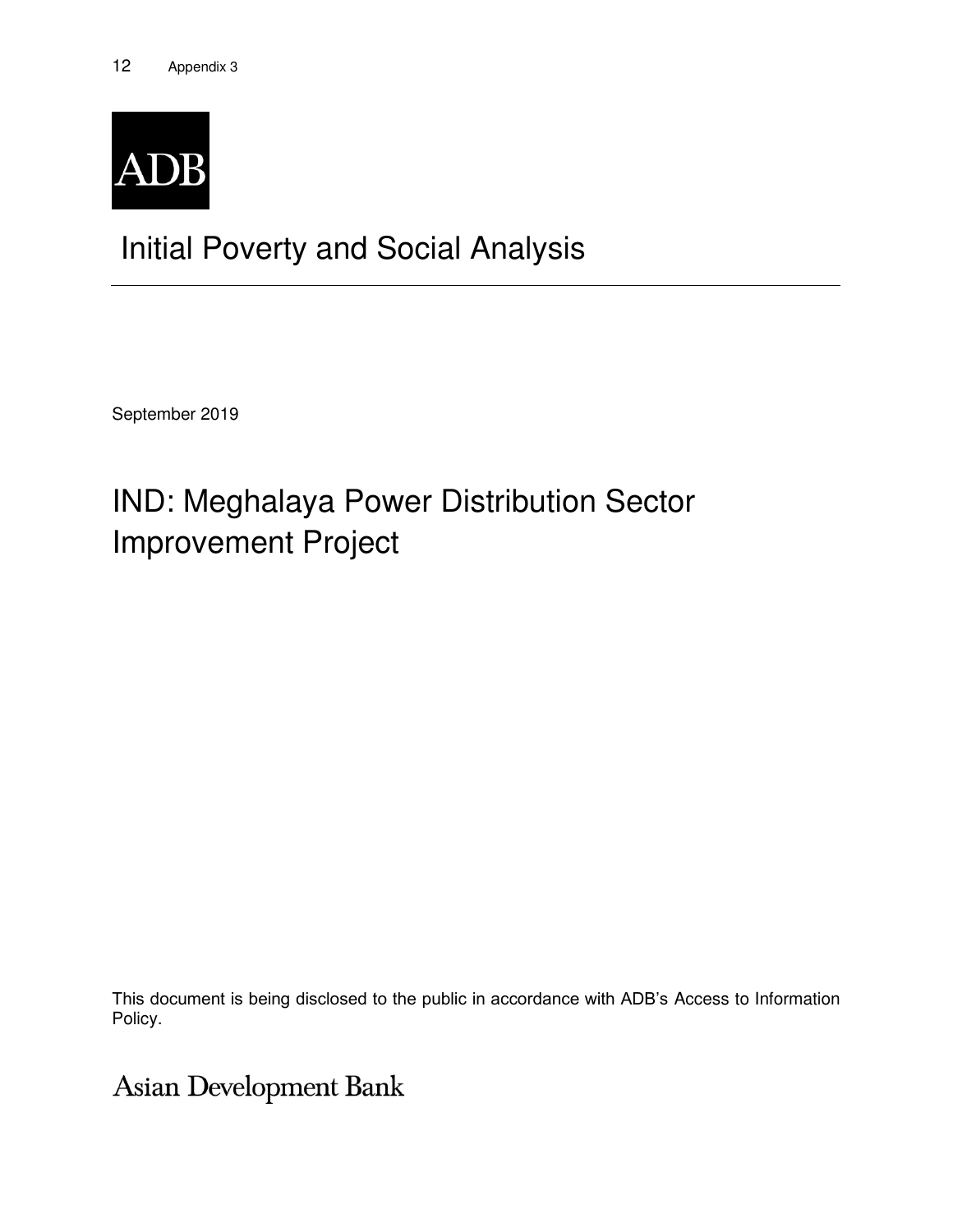ADB

# Initial Poverty and Social Analysis

September 2019

## IND: Meghalaya Power Distribution Sector Improvement Project

This document is being disclosed to the public in accordance with ADB's Access to Information Policy.

Asian Development Bank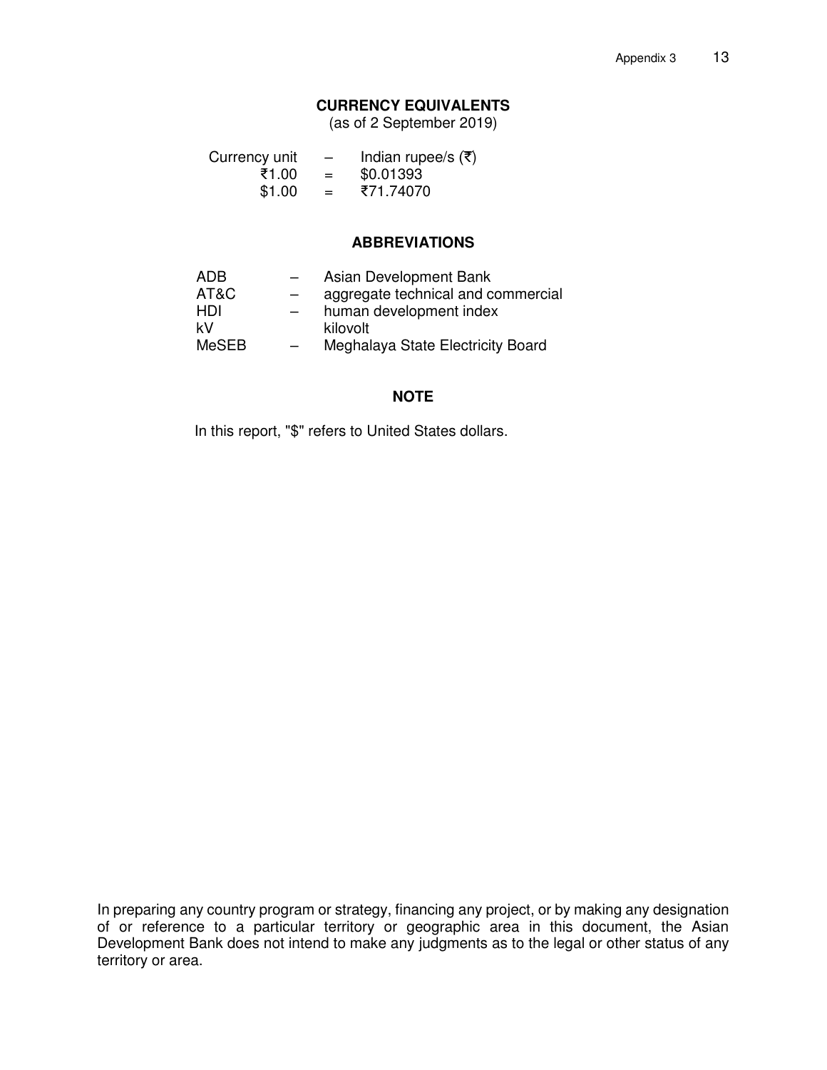## CURRENCY EQUIVALENTS

(as of 2 September 2019)

| | | |
|---|---|---|
| Currency unit | – | Indian rupee/s (₹) |
| ₹1.00 | = | $0.01393 |
| $1.00 | = | ₹71.74070 |

## ABBREVIATIONS

| | | |
|---|---|---|
| ADB | – | Asian Development Bank |
| AT&C | – | aggregate technical and commercial |
| HDI | – | human development index |
| kV | | kilovolt |
| MeSEB | – | Meghalaya State Electricity Board |

## NOTE

In this report, "$" refers to United States dollars.

In preparing any country program or strategy, financing any project, or by making any designation of or reference to a particular territory or geographic area in this document, the Asian Development Bank does not intend to make any judgments as to the legal or other status of any territory or area.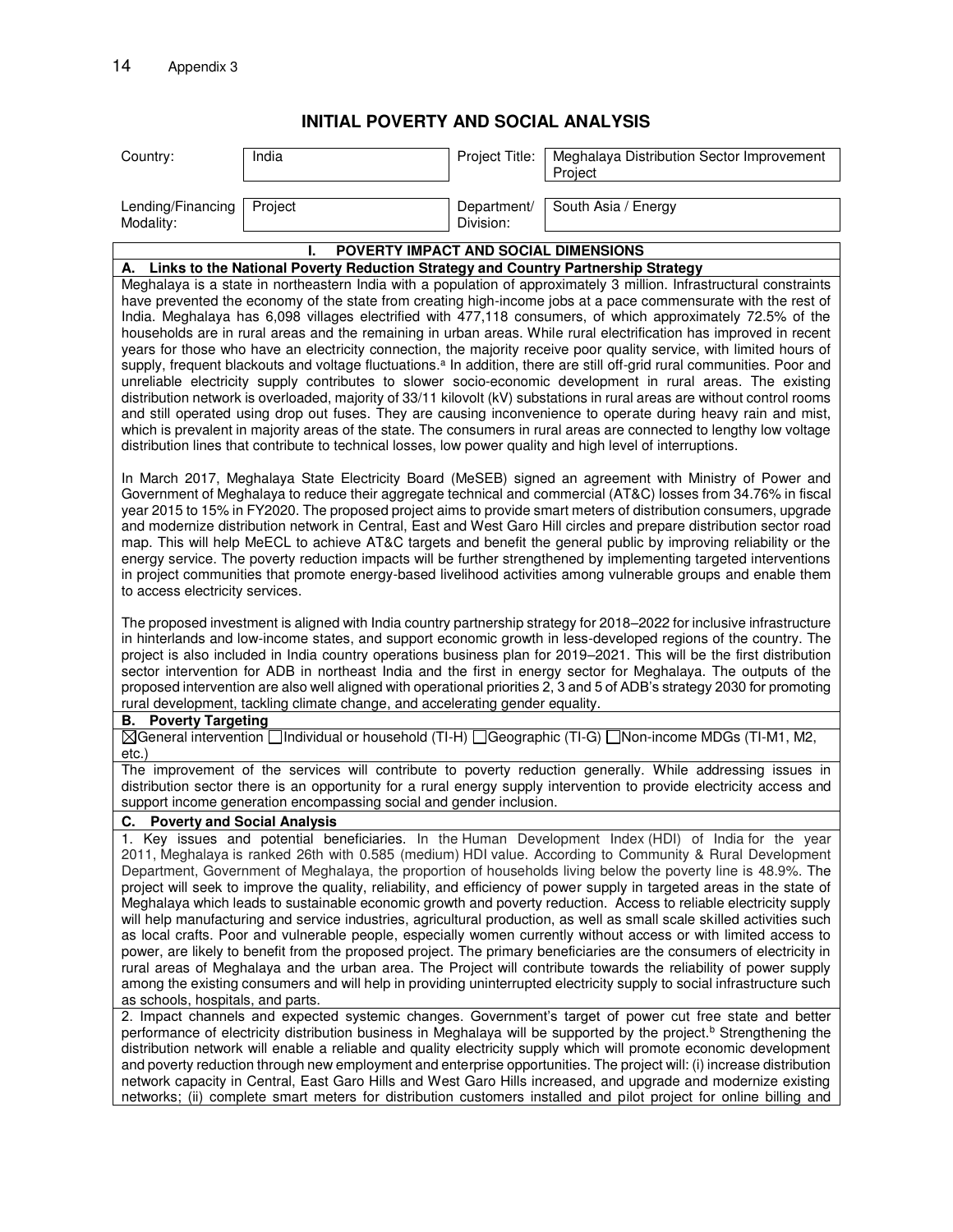# INITIAL POVERTY AND SOCIAL ANALYSIS

| Country: | India | Project Title: | Meghalaya Distribution Sector Improvement Project |
|---|---|---|---|
| Lending/Financing Modality: | Project | Department/ Division: | South Asia / Energy |

## I. POVERTY IMPACT AND SOCIAL DIMENSIONS

### A. Links to the National Poverty Reduction Strategy and Country Partnership Strategy

Meghalaya is a state in northeastern India with a population of approximately 3 million. Infrastructural constraints have prevented the economy of the state from creating high-income jobs at a pace commensurate with the rest of India. Meghalaya has 6,098 villages electrified with 477,118 consumers, of which approximately 72.5% of the households are in rural areas and the remaining in urban areas. While rural electrification has improved in recent years for those who have an electricity connection, the majority receive poor quality service, with limited hours of supply, frequent blackouts and voltage fluctuations.[a] In addition, there are still off-grid rural communities. Poor and unreliable electricity supply contributes to slower socio-economic development in rural areas. The existing distribution network is overloaded, majority of 33/11 kilovolt (kV) substations in rural areas are without control rooms and still operated using drop out fuses. They are causing inconvenience to operate during heavy rain and mist, which is prevalent in majority areas of the state. The consumers in rural areas are connected to lengthy low voltage distribution lines that contribute to technical losses, low power quality and high level of interruptions.

In March 2017, Meghalaya State Electricity Board (MeSEB) signed an agreement with Ministry of Power and Government of Meghalaya to reduce their aggregate technical and commercial (AT&C) losses from 34.76% in fiscal year 2015 to 15% in FY2020. The proposed project aims to provide smart meters of distribution consumers, upgrade and modernize distribution network in Central, East and West Garo Hill circles and prepare distribution sector road map. This will help MeECL to achieve AT&C targets and benefit the general public by improving reliability or the energy service. The poverty reduction impacts will be further strengthened by implementing targeted interventions in project communities that promote energy-based livelihood activities among vulnerable groups and enable them to access electricity services.

The proposed investment is aligned with India country partnership strategy for 2018–2022 for inclusive infrastructure in hinterlands and low-income states, and support economic growth in less-developed regions of the country. The project is also included in India country operations business plan for 2019–2021. This will be the first distribution sector intervention for ADB in northeast India and the first in energy sector for Meghalaya. The outputs of the proposed intervention are also well aligned with operational priorities 2, 3 and 5 of ADB's strategy 2030 for promoting rural development, tackling climate change, and accelerating gender equality.

### B. Poverty Targeting

☒General intervention ☐Individual or household (TI-H) ☐Geographic (TI-G) ☐Non-income MDGs (TI-M1, M2, etc.)

The improvement of the services will contribute to poverty reduction generally. While addressing issues in distribution sector there is an opportunity for a rural energy supply intervention to provide electricity access and support income generation encompassing social and gender inclusion.

### C. Poverty and Social Analysis

1. Key issues and potential beneficiaries. In the Human Development Index (HDI) of India for the year 2011, Meghalaya is ranked 26th with 0.585 (medium) HDI value. According to Community & Rural Development Department, Government of Meghalaya, the proportion of households living below the poverty line is 48.9%. The project will seek to improve the quality, reliability, and efficiency of power supply in targeted areas in the state of Meghalaya which leads to sustainable economic growth and poverty reduction. Access to reliable electricity supply will help manufacturing and service industries, agricultural production, as well as small scale skilled activities such as local crafts. Poor and vulnerable people, especially women currently without access or with limited access to power, are likely to benefit from the proposed project. The primary beneficiaries are the consumers of electricity in rural areas of Meghalaya and the urban area. The Project will contribute towards the reliability of power supply among the existing consumers and will help in providing uninterrupted electricity supply to social infrastructure such as schools, hospitals, and parts.

2. Impact channels and expected systemic changes. Government's target of power cut free state and better performance of electricity distribution business in Meghalaya will be supported by the project.[b] Strengthening the distribution network will enable a reliable and quality electricity supply which will promote economic development and poverty reduction through new employment and enterprise opportunities. The project will: (i) increase distribution network capacity in Central, East Garo Hills and West Garo Hills increased, and upgrade and modernize existing networks; (ii) complete smart meters for distribution customers installed and pilot project for online billing and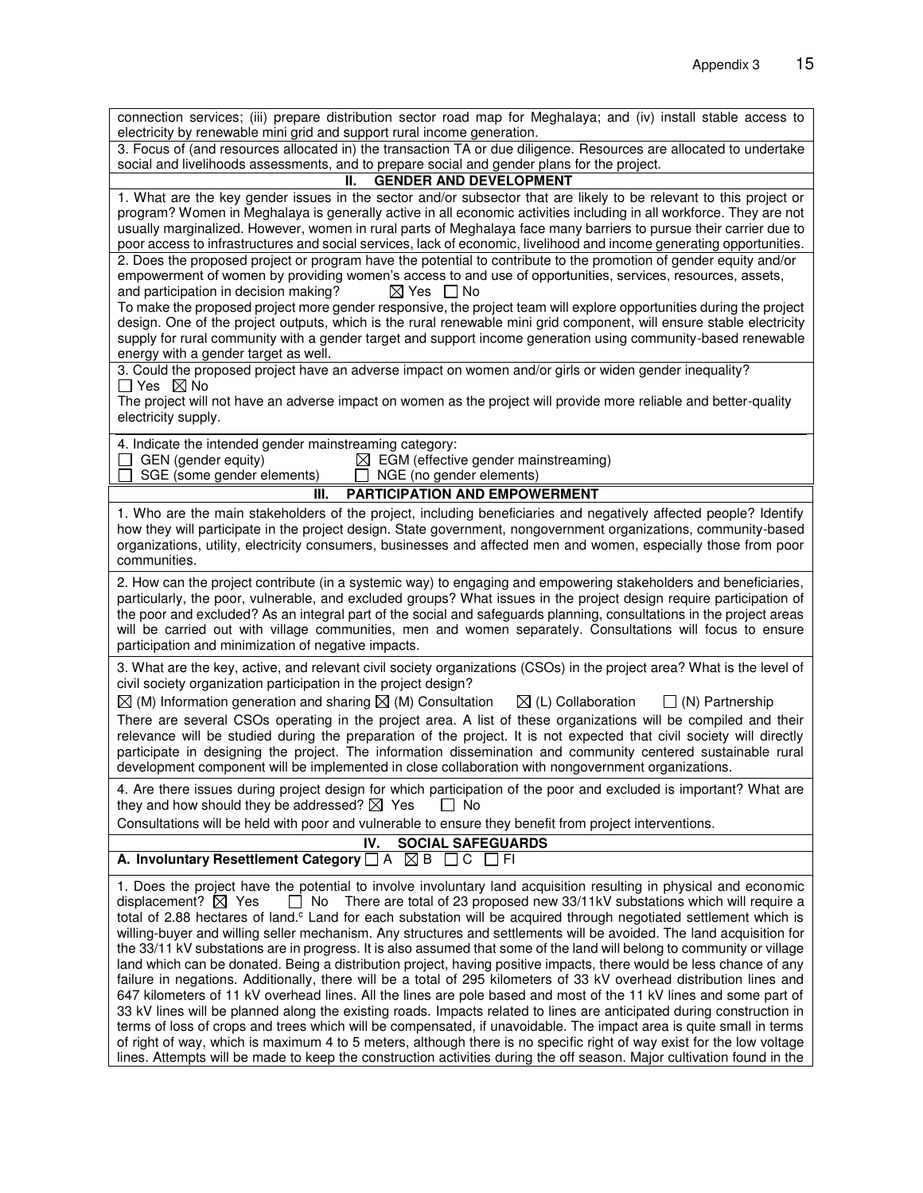connection services; (iii) prepare distribution sector road map for Meghalaya; and (iv) install stable access to electricity by renewable mini grid and support rural income generation.

3. Focus of (and resources allocated in) the transaction TA or due diligence. Resources are allocated to undertake social and livelihoods assessments, and to prepare social and gender plans for the project.

## II. GENDER AND DEVELOPMENT

1. What are the key gender issues in the sector and/or subsector that are likely to be relevant to this project or program? Women in Meghalaya is generally active in all economic activities including in all workforce. They are not usually marginalized. However, women in rural parts of Meghalaya face many barriers to pursue their carrier due to poor access to infrastructures and social services, lack of economic, livelihood and income generating opportunities.

2. Does the proposed project or program have the potential to contribute to the promotion of gender equity and/or empowerment of women by providing women's access to and use of opportunities, services, resources, assets, and participation in decision making? ☒ Yes ☐ No

To make the proposed project more gender responsive, the project team will explore opportunities during the project design. One of the project outputs, which is the rural renewable mini grid component, will ensure stable electricity supply for rural community with a gender target and support income generation using community-based renewable energy with a gender target as well.

3. Could the proposed project have an adverse impact on women and/or girls or widen gender inequality?
☐ Yes ☒ No

The project will not have an adverse impact on women as the project will provide more reliable and better-quality electricity supply.

4. Indicate the intended gender mainstreaming category:

☐ GEN (gender equity) ☒ EGM (effective gender mainstreaming)
☐ SGE (some gender elements) ☐ NGE (no gender elements)

## III. PARTICIPATION AND EMPOWERMENT

1. Who are the main stakeholders of the project, including beneficiaries and negatively affected people? Identify how they will participate in the project design. State government, nongovernment organizations, community-based organizations, utility, electricity consumers, businesses and affected men and women, especially those from poor communities.

2. How can the project contribute (in a systemic way) to engaging and empowering stakeholders and beneficiaries, particularly, the poor, vulnerable, and excluded groups? What issues in the project design require participation of the poor and excluded? As an integral part of the social and safeguards planning, consultations in the project areas will be carried out with village communities, men and women separately. Consultations will focus to ensure participation and minimization of negative impacts.

3. What are the key, active, and relevant civil society organizations (CSOs) in the project area? What is the level of civil society organization participation in the project design?

☒ (M) Information generation and sharing ☒ (M) Consultation ☒ (L) Collaboration ☐ (N) Partnership

There are several CSOs operating in the project area. A list of these organizations will be compiled and their relevance will be studied during the preparation of the project. It is not expected that civil society will directly participate in designing the project. The information dissemination and community centered sustainable rural development component will be implemented in close collaboration with nongovernment organizations.

4. Are there issues during project design for which participation of the poor and excluded is important? What are they and how should they be addressed? ☒ Yes ☐ No

Consultations will be held with poor and vulnerable to ensure they benefit from project interventions.

## IV. SOCIAL SAFEGUARDS

**A. Involuntary Resettlement Category** ☐ A ☒ B ☐ C ☐ FI

1. Does the project have the potential to involve involuntary land acquisition resulting in physical and economic displacement? ☒ Yes ☐ No There are total of 23 proposed new 33/11kV substations which will require a total of 2.88 hectares of land.[c] Land for each substation will be acquired through negotiated settlement which is willing-buyer and willing seller mechanism. Any structures and settlements will be avoided. The land acquisition for the 33/11 kV substations are in progress. It is also assumed that some of the land will belong to community or village land which can be donated. Being a distribution project, having positive impacts, there would be less chance of any failure in negations. Additionally, there will be a total of 295 kilometers of 33 kV overhead distribution lines and 647 kilometers of 11 kV overhead lines. All the lines are pole based and most of the 11 kV lines and some part of 33 kV lines will be planned along the existing roads. Impacts related to lines are anticipated during construction in terms of loss of crops and trees which will be compensated, if unavoidable. The impact area is quite small in terms of right of way, which is maximum 4 to 5 meters, although there is no specific right of way exist for the low voltage lines. Attempts will be made to keep the construction activities during the off season. Major cultivation found in the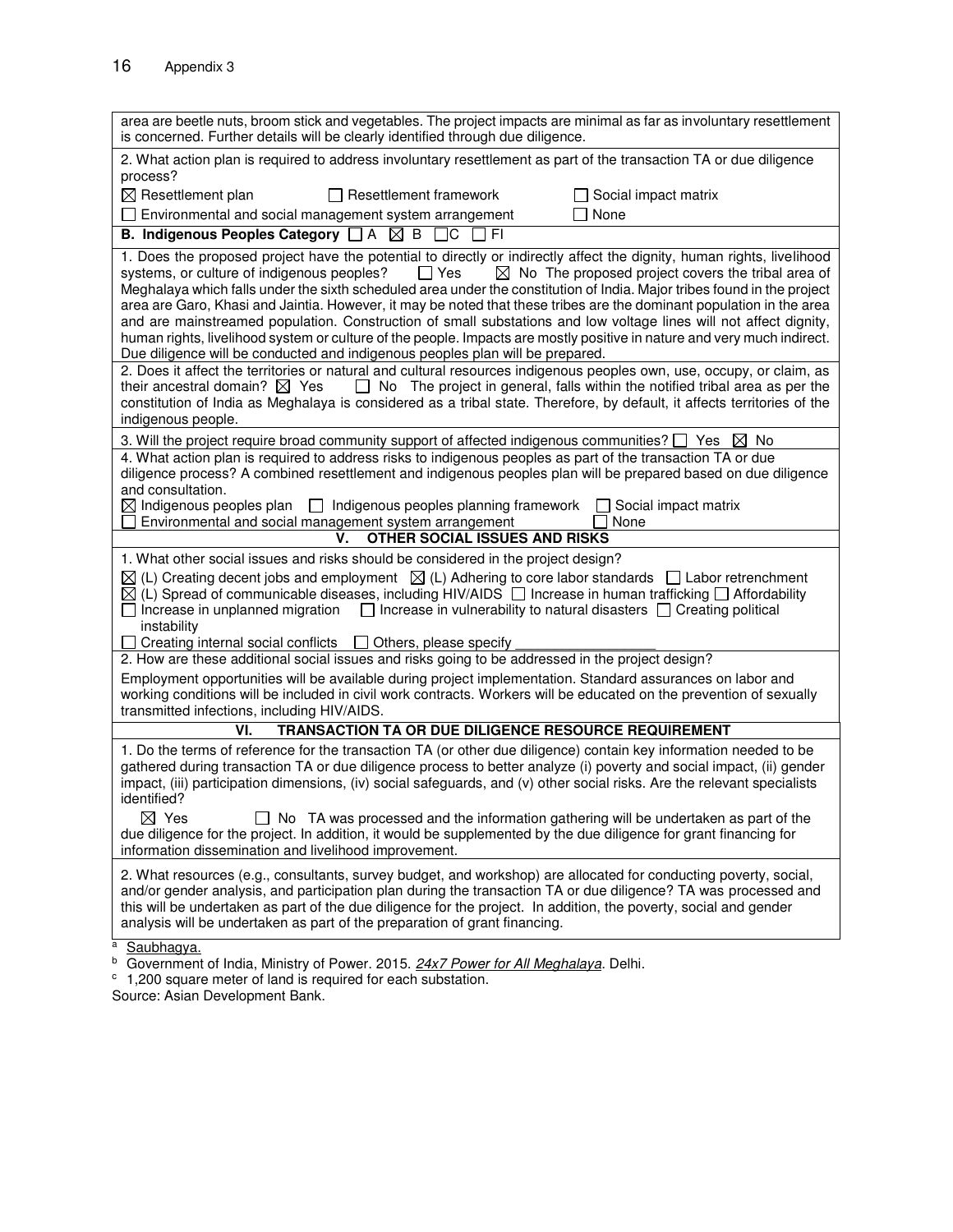area are beetle nuts, broom stick and vegetables. The project impacts are minimal as far as involuntary resettlement is concerned. Further details will be clearly identified through due diligence.

2. What action plan is required to address involuntary resettlement as part of the transaction TA or due diligence process?

☒ Resettlement plan ☐ Resettlement framework ☐ Social impact matrix
☐ Environmental and social management system arrangement ☐ None

**B. Indigenous Peoples Category** ☐ A ☒ B ☐ C ☐ FI

1. Does the proposed project have the potential to directly or indirectly affect the dignity, human rights, livelihood systems, or culture of indigenous peoples? ☐ Yes ☒ No The proposed project covers the tribal area of Meghalaya which falls under the sixth scheduled area under the constitution of India. Major tribes found in the project area are Garo, Khasi and Jaintia. However, it may be noted that these tribes are the dominant population in the area and are mainstreamed population. Construction of small substations and low voltage lines will not affect dignity, human rights, livelihood system or culture of the people. Impacts are mostly positive in nature and very much indirect. Due diligence will be conducted and indigenous peoples plan will be prepared.

2. Does it affect the territories or natural and cultural resources indigenous peoples own, use, occupy, or claim, as their ancestral domain? ☒ Yes ☐ No The project in general, falls within the notified tribal area as per the constitution of India as Meghalaya is considered as a tribal state. Therefore, by default, it affects territories of the indigenous people.

3. Will the project require broad community support of affected indigenous communities? ☐ Yes ☒ No

4. What action plan is required to address risks to indigenous peoples as part of the transaction TA or due diligence process? A combined resettlement and indigenous peoples plan will be prepared based on due diligence and consultation.

☒ Indigenous peoples plan ☐ Indigenous peoples planning framework ☐ Social impact matrix
☐ Environmental and social management system arrangement ☐ None

## V. OTHER SOCIAL ISSUES AND RISKS

1. What other social issues and risks should be considered in the project design?

☒ (L) Creating decent jobs and employment ☒ (L) Adhering to core labor standards ☐ Labor retrenchment
☒ (L) Spread of communicable diseases, including HIV/AIDS ☐ Increase in human trafficking ☐ Affordability
☐ Increase in unplanned migration ☐ Increase in vulnerability to natural disasters ☐ Creating political instability
☐ Creating internal social conflicts ☐ Others, please specify __________________

2. How are these additional social issues and risks going to be addressed in the project design?

Employment opportunities will be available during project implementation. Standard assurances on labor and working conditions will be included in civil work contracts. Workers will be educated on the prevention of sexually transmitted infections, including HIV/AIDS.

## VI. TRANSACTION TA OR DUE DILIGENCE RESOURCE REQUIREMENT

1. Do the terms of reference for the transaction TA (or other due diligence) contain key information needed to be gathered during transaction TA or due diligence process to better analyze (i) poverty and social impact, (ii) gender impact, (iii) participation dimensions, (iv) social safeguards, and (v) other social risks. Are the relevant specialists identified?

☒ Yes ☐ No TA was processed and the information gathering will be undertaken as part of the due diligence for the project. In addition, it would be supplemented by the due diligence for grant financing for information dissemination and livelihood improvement.

2. What resources (e.g., consultants, survey budget, and workshop) are allocated for conducting poverty, social, and/or gender analysis, and participation plan during the transaction TA or due diligence? TA was processed and this will be undertaken as part of the due diligence for the project. In addition, the poverty, social and gender analysis will be undertaken as part of the preparation of grant financing.

[a] Saubhagya.
[b] Government of India, Ministry of Power. 2015. *24x7 Power for All Meghalaya*. Delhi.
[c] 1,200 square meter of land is required for each substation.
Source: Asian Development Bank.